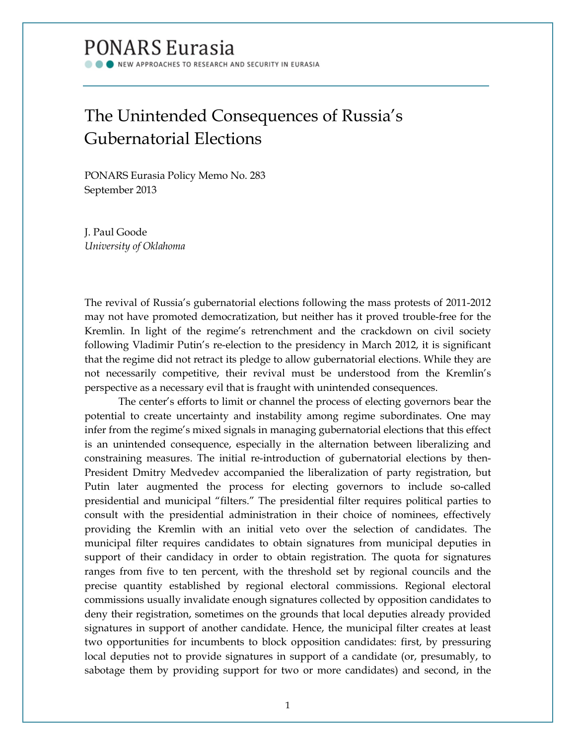PONARS Eurasia

NEW APPROACHES TO RESEARCH AND SECURITY IN EURASIA

# The Unintended Consequences of Russia's Gubernatorial Elections

PONARS Eurasia Policy Memo No. 283
September 2013

J. Paul Goode
*University of Oklahoma*

The revival of Russia's gubernatorial elections following the mass protests of 2011-2012 may not have promoted democratization, but neither has it proved trouble-free for the Kremlin. In light of the regime's retrenchment and the crackdown on civil society following Vladimir Putin's re-election to the presidency in March 2012, it is significant that the regime did not retract its pledge to allow gubernatorial elections. While they are not necessarily competitive, their revival must be understood from the Kremlin's perspective as a necessary evil that is fraught with unintended consequences.

The center's efforts to limit or channel the process of electing governors bear the potential to create uncertainty and instability among regime subordinates. One may infer from the regime's mixed signals in managing gubernatorial elections that this effect is an unintended consequence, especially in the alternation between liberalizing and constraining measures. The initial re-introduction of gubernatorial elections by then-President Dmitry Medvedev accompanied the liberalization of party registration, but Putin later augmented the process for electing governors to include so-called presidential and municipal "filters." The presidential filter requires political parties to consult with the presidential administration in their choice of nominees, effectively providing the Kremlin with an initial veto over the selection of candidates. The municipal filter requires candidates to obtain signatures from municipal deputies in support of their candidacy in order to obtain registration. The quota for signatures ranges from five to ten percent, with the threshold set by regional councils and the precise quantity established by regional electoral commissions. Regional electoral commissions usually invalidate enough signatures collected by opposition candidates to deny their registration, sometimes on the grounds that local deputies already provided signatures in support of another candidate. Hence, the municipal filter creates at least two opportunities for incumbents to block opposition candidates: first, by pressuring local deputies not to provide signatures in support of a candidate (or, presumably, to sabotage them by providing support for two or more candidates) and second, in the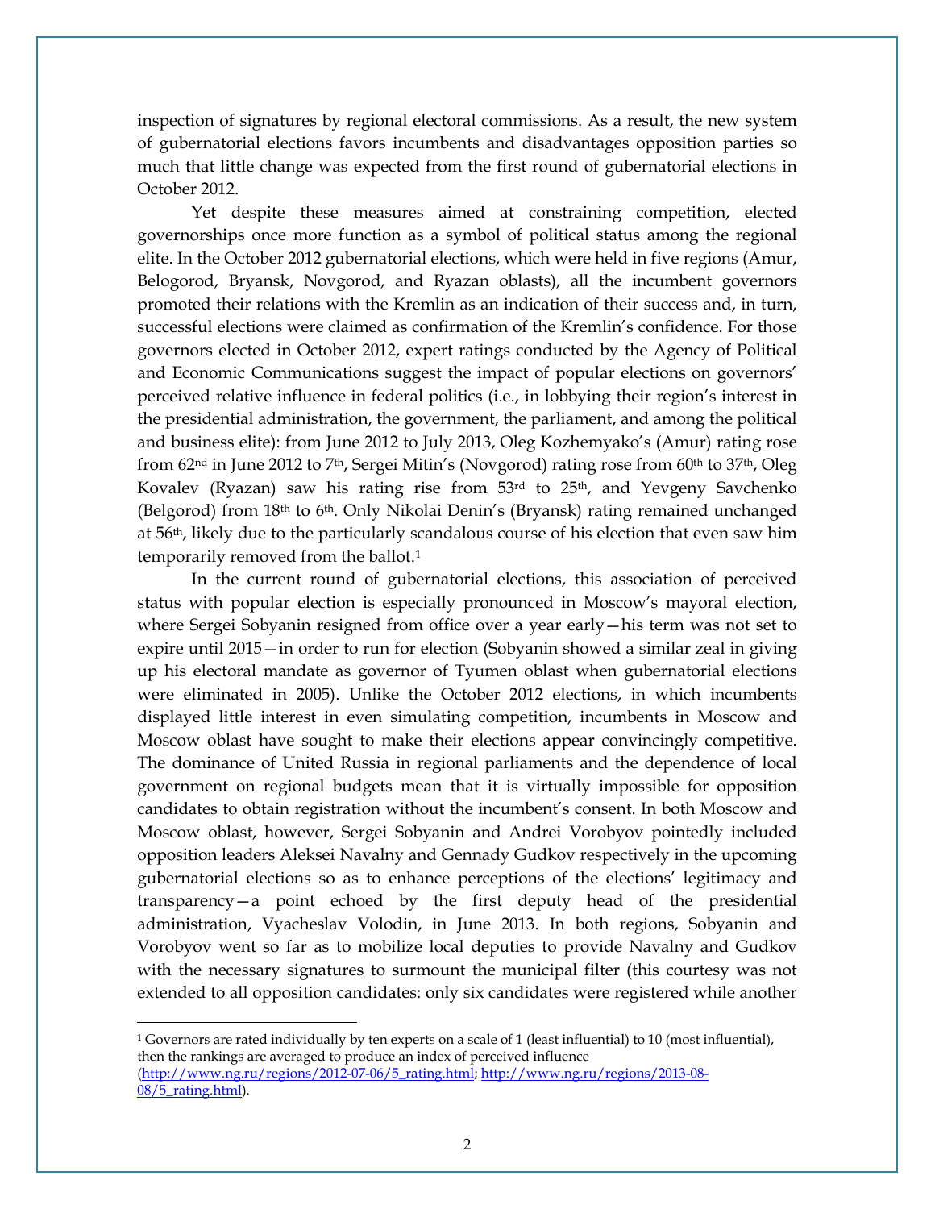inspection of signatures by regional electoral commissions. As a result, the new system of gubernatorial elections favors incumbents and disadvantages opposition parties so much that little change was expected from the first round of gubernatorial elections in October 2012.

Yet despite these measures aimed at constraining competition, elected governorships once more function as a symbol of political status among the regional elite. In the October 2012 gubernatorial elections, which were held in five regions (Amur, Belogorod, Bryansk, Novgorod, and Ryazan oblasts), all the incumbent governors promoted their relations with the Kremlin as an indication of their success and, in turn, successful elections were claimed as confirmation of the Kremlin's confidence. For those governors elected in October 2012, expert ratings conducted by the Agency of Political and Economic Communications suggest the impact of popular elections on governors' perceived relative influence in federal politics (i.e., in lobbying their region's interest in the presidential administration, the government, the parliament, and among the political and business elite): from June 2012 to July 2013, Oleg Kozhemyako's (Amur) rating rose from 62nd in June 2012 to 7th, Sergei Mitin's (Novgorod) rating rose from 60th to 37th, Oleg Kovalev (Ryazan) saw his rating rise from 53rd to 25th, and Yevgeny Savchenko (Belgorod) from 18th to 6th. Only Nikolai Denin's (Bryansk) rating remained unchanged at 56th, likely due to the particularly scandalous course of his election that even saw him temporarily removed from the ballot.[1]

In the current round of gubernatorial elections, this association of perceived status with popular election is especially pronounced in Moscow's mayoral election, where Sergei Sobyanin resigned from office over a year early—his term was not set to expire until 2015—in order to run for election (Sobyanin showed a similar zeal in giving up his electoral mandate as governor of Tyumen oblast when gubernatorial elections were eliminated in 2005). Unlike the October 2012 elections, in which incumbents displayed little interest in even simulating competition, incumbents in Moscow and Moscow oblast have sought to make their elections appear convincingly competitive. The dominance of United Russia in regional parliaments and the dependence of local government on regional budgets mean that it is virtually impossible for opposition candidates to obtain registration without the incumbent's consent. In both Moscow and Moscow oblast, however, Sergei Sobyanin and Andrei Vorobyov pointedly included opposition leaders Aleksei Navalny and Gennady Gudkov respectively in the upcoming gubernatorial elections so as to enhance perceptions of the elections' legitimacy and transparency—a point echoed by the first deputy head of the presidential administration, Vyacheslav Volodin, in June 2013. In both regions, Sobyanin and Vorobyov went so far as to mobilize local deputies to provide Navalny and Gudkov with the necessary signatures to surmount the municipal filter (this courtesy was not extended to all opposition candidates: only six candidates were registered while another

---

[1] Governors are rated individually by ten experts on a scale of 1 (least influential) to 10 (most influential), then the rankings are averaged to produce an index of perceived influence (http://www.ng.ru/regions/2012-07-06/5_rating.html; http://www.ng.ru/regions/2013-08-08/5_rating.html).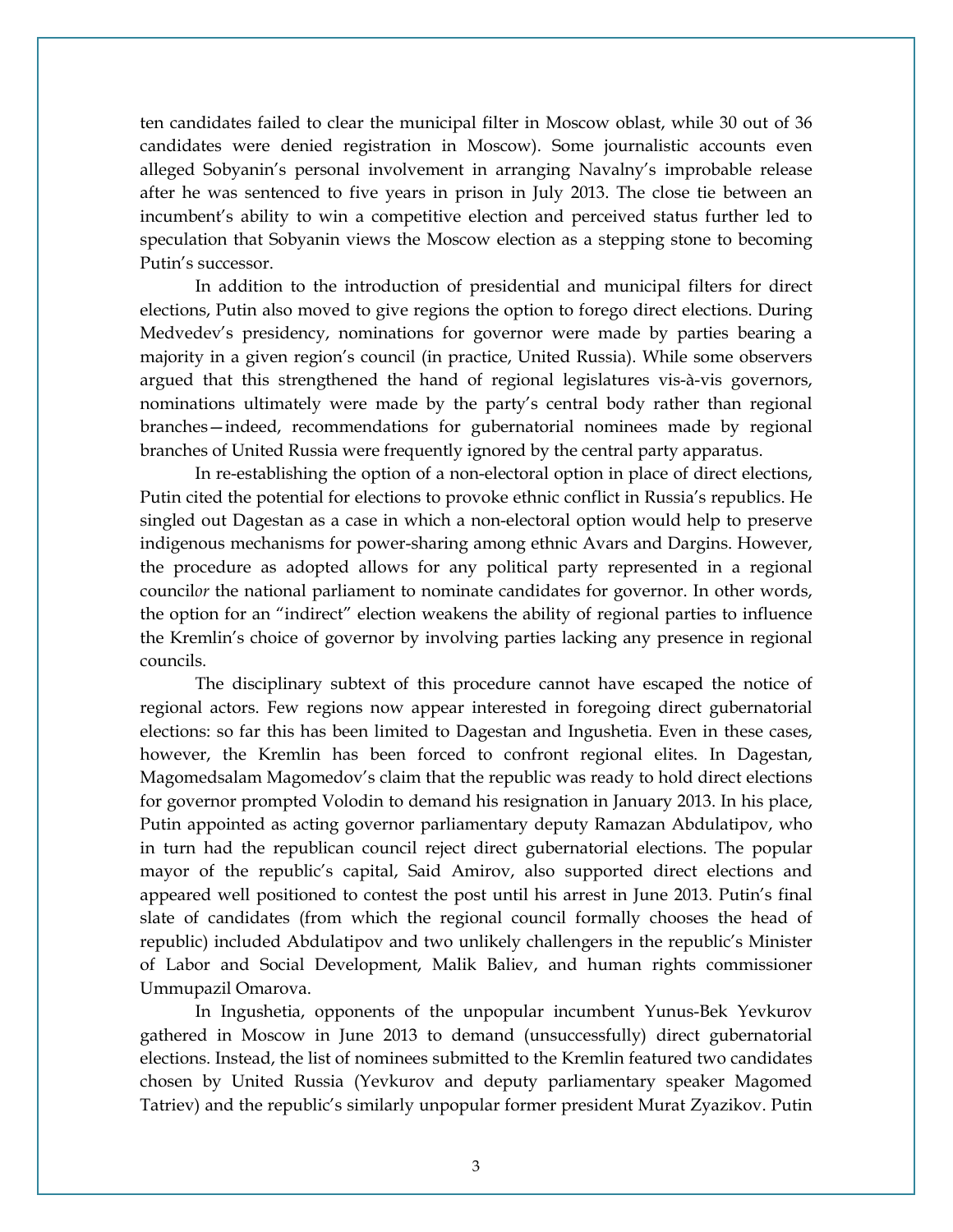ten candidates failed to clear the municipal filter in Moscow oblast, while 30 out of 36 candidates were denied registration in Moscow). Some journalistic accounts even alleged Sobyanin's personal involvement in arranging Navalny's improbable release after he was sentenced to five years in prison in July 2013. The close tie between an incumbent's ability to win a competitive election and perceived status further led to speculation that Sobyanin views the Moscow election as a stepping stone to becoming Putin's successor.

In addition to the introduction of presidential and municipal filters for direct elections, Putin also moved to give regions the option to forego direct elections. During Medvedev's presidency, nominations for governor were made by parties bearing a majority in a given region's council (in practice, United Russia). While some observers argued that this strengthened the hand of regional legislatures vis-à-vis governors, nominations ultimately were made by the party's central body rather than regional branches—indeed, recommendations for gubernatorial nominees made by regional branches of United Russia were frequently ignored by the central party apparatus.

In re-establishing the option of a non-electoral option in place of direct elections, Putin cited the potential for elections to provoke ethnic conflict in Russia's republics. He singled out Dagestan as a case in which a non-electoral option would help to preserve indigenous mechanisms for power-sharing among ethnic Avars and Dargins. However, the procedure as adopted allows for any political party represented in a regional council *or* the national parliament to nominate candidates for governor. In other words, the option for an "indirect" election weakens the ability of regional parties to influence the Kremlin's choice of governor by involving parties lacking any presence in regional councils.

The disciplinary subtext of this procedure cannot have escaped the notice of regional actors. Few regions now appear interested in foregoing direct gubernatorial elections: so far this has been limited to Dagestan and Ingushetia. Even in these cases, however, the Kremlin has been forced to confront regional elites. In Dagestan, Magomedsalam Magomedov's claim that the republic was ready to hold direct elections for governor prompted Volodin to demand his resignation in January 2013. In his place, Putin appointed as acting governor parliamentary deputy Ramazan Abdulatipov, who in turn had the republican council reject direct gubernatorial elections. The popular mayor of the republic's capital, Said Amirov, also supported direct elections and appeared well positioned to contest the post until his arrest in June 2013. Putin's final slate of candidates (from which the regional council formally chooses the head of republic) included Abdulatipov and two unlikely challengers in the republic's Minister of Labor and Social Development, Malik Baliev, and human rights commissioner Ummupazil Omarova.

In Ingushetia, opponents of the unpopular incumbent Yunus-Bek Yevkurov gathered in Moscow in June 2013 to demand (unsuccessfully) direct gubernatorial elections. Instead, the list of nominees submitted to the Kremlin featured two candidates chosen by United Russia (Yevkurov and deputy parliamentary speaker Magomed Tatriev) and the republic's similarly unpopular former president Murat Zyazikov. Putin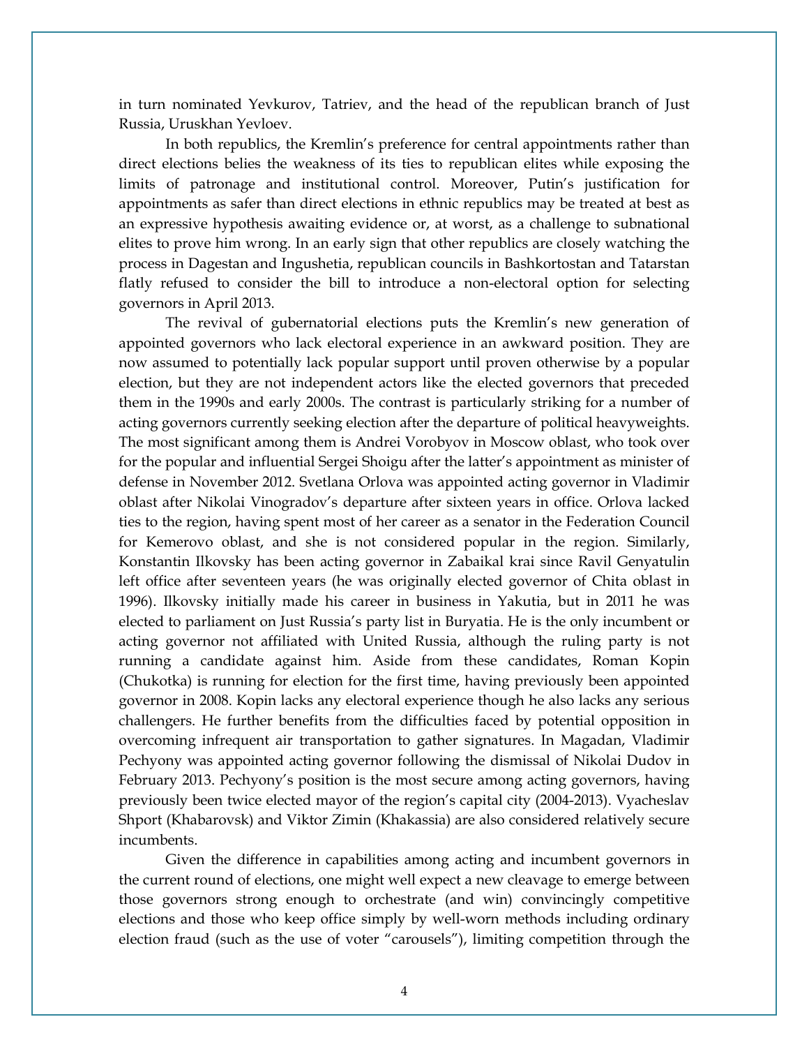in turn nominated Yevkurov, Tatriev, and the head of the republican branch of Just Russia, Uruskhan Yevloev.

In both republics, the Kremlin's preference for central appointments rather than direct elections belies the weakness of its ties to republican elites while exposing the limits of patronage and institutional control. Moreover, Putin's justification for appointments as safer than direct elections in ethnic republics may be treated at best as an expressive hypothesis awaiting evidence or, at worst, as a challenge to subnational elites to prove him wrong. In an early sign that other republics are closely watching the process in Dagestan and Ingushetia, republican councils in Bashkortostan and Tatarstan flatly refused to consider the bill to introduce a non-electoral option for selecting governors in April 2013.

The revival of gubernatorial elections puts the Kremlin's new generation of appointed governors who lack electoral experience in an awkward position. They are now assumed to potentially lack popular support until proven otherwise by a popular election, but they are not independent actors like the elected governors that preceded them in the 1990s and early 2000s. The contrast is particularly striking for a number of acting governors currently seeking election after the departure of political heavyweights. The most significant among them is Andrei Vorobyov in Moscow oblast, who took over for the popular and influential Sergei Shoigu after the latter's appointment as minister of defense in November 2012. Svetlana Orlova was appointed acting governor in Vladimir oblast after Nikolai Vinogradov's departure after sixteen years in office. Orlova lacked ties to the region, having spent most of her career as a senator in the Federation Council for Kemerovo oblast, and she is not considered popular in the region. Similarly, Konstantin Ilkovsky has been acting governor in Zabaikal krai since Ravil Genyatulin left office after seventeen years (he was originally elected governor of Chita oblast in 1996). Ilkovsky initially made his career in business in Yakutia, but in 2011 he was elected to parliament on Just Russia's party list in Buryatia. He is the only incumbent or acting governor not affiliated with United Russia, although the ruling party is not running a candidate against him. Aside from these candidates, Roman Kopin (Chukotka) is running for election for the first time, having previously been appointed governor in 2008. Kopin lacks any electoral experience though he also lacks any serious challengers. He further benefits from the difficulties faced by potential opposition in overcoming infrequent air transportation to gather signatures. In Magadan, Vladimir Pechyony was appointed acting governor following the dismissal of Nikolai Dudov in February 2013. Pechyony's position is the most secure among acting governors, having previously been twice elected mayor of the region's capital city (2004-2013). Vyacheslav Shport (Khabarovsk) and Viktor Zimin (Khakassia) are also considered relatively secure incumbents.

Given the difference in capabilities among acting and incumbent governors in the current round of elections, one might well expect a new cleavage to emerge between those governors strong enough to orchestrate (and win) convincingly competitive elections and those who keep office simply by well-worn methods including ordinary election fraud (such as the use of voter "carousels"), limiting competition through the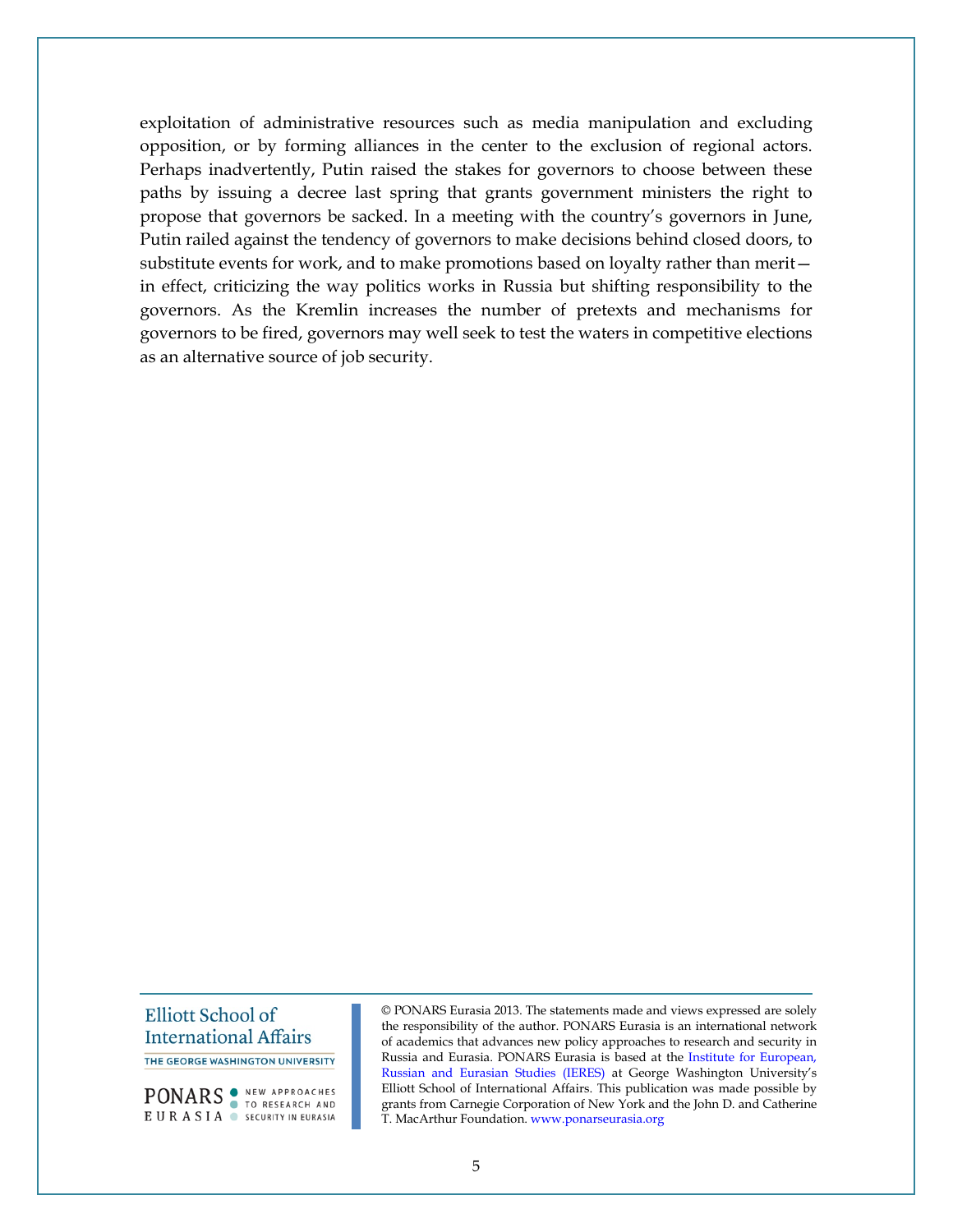exploitation of administrative resources such as media manipulation and excluding opposition, or by forming alliances in the center to the exclusion of regional actors. Perhaps inadvertently, Putin raised the stakes for governors to choose between these paths by issuing a decree last spring that grants government ministers the right to propose that governors be sacked. In a meeting with the country's governors in June, Putin railed against the tendency of governors to make decisions behind closed doors, to substitute events for work, and to make promotions based on loyalty rather than merit—in effect, criticizing the way politics works in Russia but shifting responsibility to the governors. As the Kremlin increases the number of pretexts and mechanisms for governors to be fired, governors may well seek to test the waters in competitive elections as an alternative source of job security.

Elliott School of International Affairs
THE GEORGE WASHINGTON UNIVERSITY

PONARS EURASIA — NEW APPROACHES TO RESEARCH AND SECURITY IN EURASIA

© PONARS Eurasia 2013. The statements made and views expressed are solely the responsibility of the author. PONARS Eurasia is an international network of academics that advances new policy approaches to research and security in Russia and Eurasia. PONARS Eurasia is based at the Institute for European, Russian and Eurasian Studies (IERES) at George Washington University's Elliott School of International Affairs. This publication was made possible by grants from Carnegie Corporation of New York and the John D. and Catherine T. MacArthur Foundation. www.ponarseurasia.org